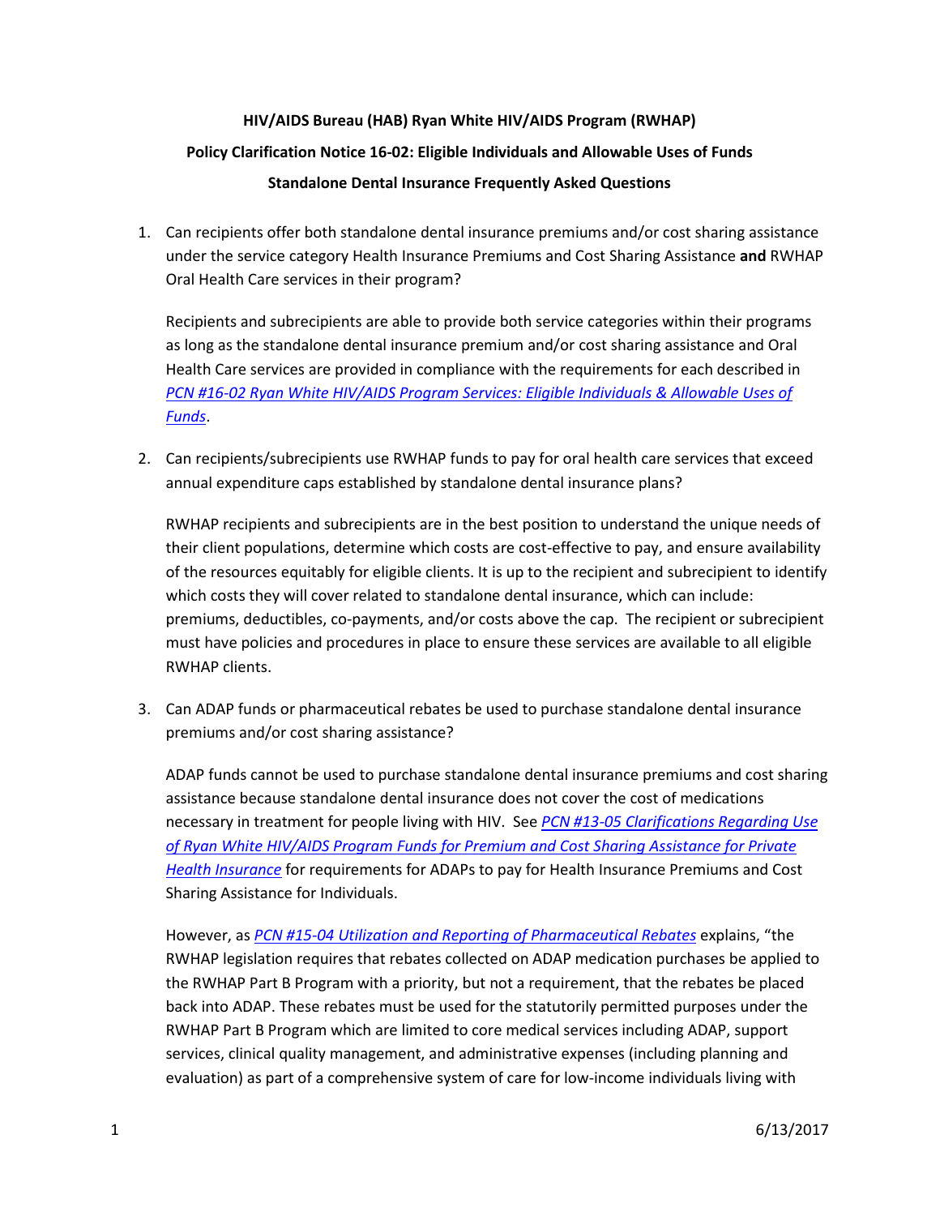**HIV/AIDS Bureau (HAB) Ryan White HIV/AIDS Program (RWHAP)**

**Policy Clarification Notice 16-02: Eligible Individuals and Allowable Uses of Funds**

**Standalone Dental Insurance Frequently Asked Questions**

1. Can recipients offer both standalone dental insurance premiums and/or cost sharing assistance under the service category Health Insurance Premiums and Cost Sharing Assistance **and** RWHAP Oral Health Care services in their program?

   Recipients and subrecipients are able to provide both service categories within their programs as long as the standalone dental insurance premium and/or cost sharing assistance and Oral Health Care services are provided in compliance with the requirements for each described in *PCN #16-02 Ryan White HIV/AIDS Program Services: Eligible Individuals & Allowable Uses of Funds*.

2. Can recipients/subrecipients use RWHAP funds to pay for oral health care services that exceed annual expenditure caps established by standalone dental insurance plans?

   RWHAP recipients and subrecipients are in the best position to understand the unique needs of their client populations, determine which costs are cost-effective to pay, and ensure availability of the resources equitably for eligible clients. It is up to the recipient and subrecipient to identify which costs they will cover related to standalone dental insurance, which can include: premiums, deductibles, co-payments, and/or costs above the cap. The recipient or subrecipient must have policies and procedures in place to ensure these services are available to all eligible RWHAP clients.

3. Can ADAP funds or pharmaceutical rebates be used to purchase standalone dental insurance premiums and/or cost sharing assistance?

   ADAP funds cannot be used to purchase standalone dental insurance premiums and cost sharing assistance because standalone dental insurance does not cover the cost of medications necessary in treatment for people living with HIV. See *PCN #13-05 Clarifications Regarding Use of Ryan White HIV/AIDS Program Funds for Premium and Cost Sharing Assistance for Private Health Insurance* for requirements for ADAPs to pay for Health Insurance Premiums and Cost Sharing Assistance for Individuals.

   However, as *PCN #15-04 Utilization and Reporting of Pharmaceutical Rebates* explains, "the RWHAP legislation requires that rebates collected on ADAP medication purchases be applied to the RWHAP Part B Program with a priority, but not a requirement, that the rebates be placed back into ADAP. These rebates must be used for the statutorily permitted purposes under the RWHAP Part B Program which are limited to core medical services including ADAP, support services, clinical quality management, and administrative expenses (including planning and evaluation) as part of a comprehensive system of care for low-income individuals living with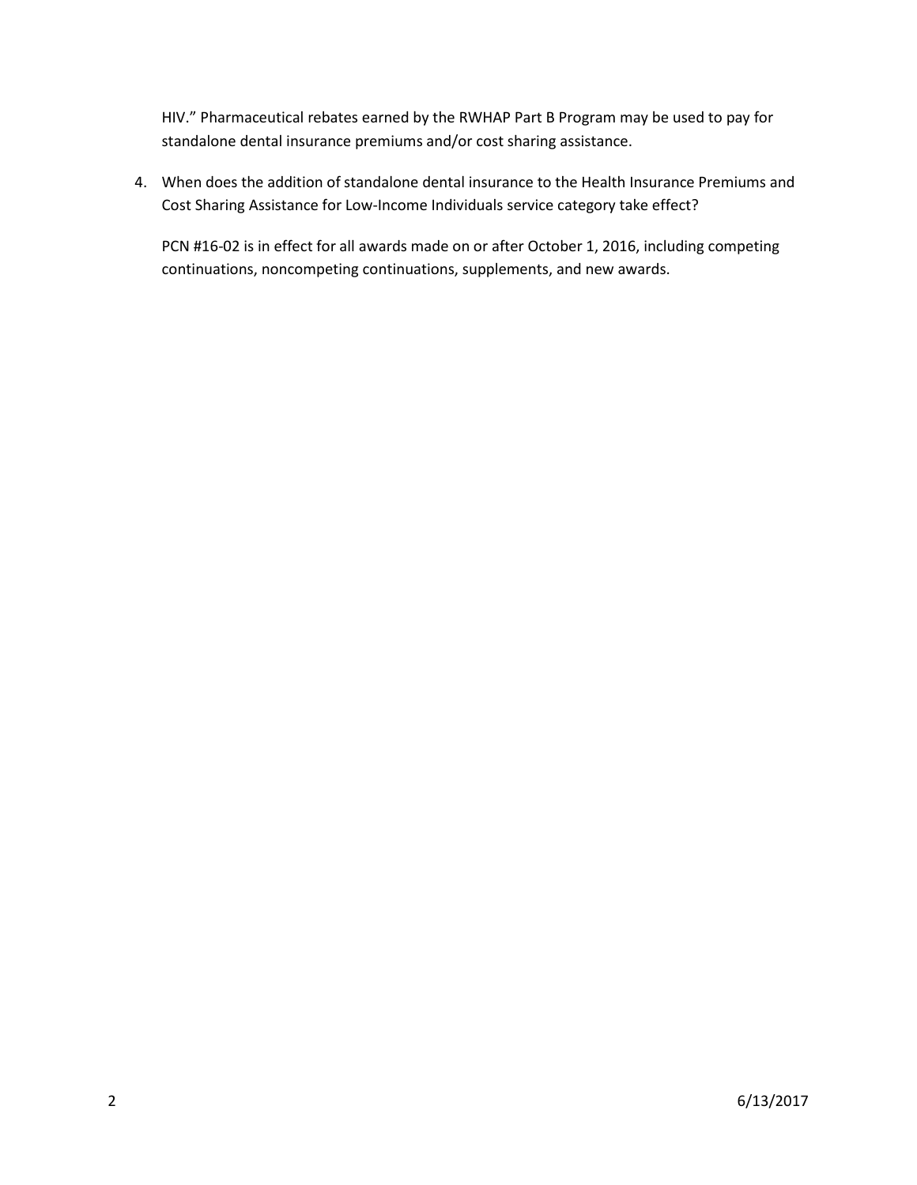HIV." Pharmaceutical rebates earned by the RWHAP Part B Program may be used to pay for standalone dental insurance premiums and/or cost sharing assistance.

4. When does the addition of standalone dental insurance to the Health Insurance Premiums and Cost Sharing Assistance for Low-Income Individuals service category take effect?

   PCN #16-02 is in effect for all awards made on or after October 1, 2016, including competing continuations, noncompeting continuations, supplements, and new awards.